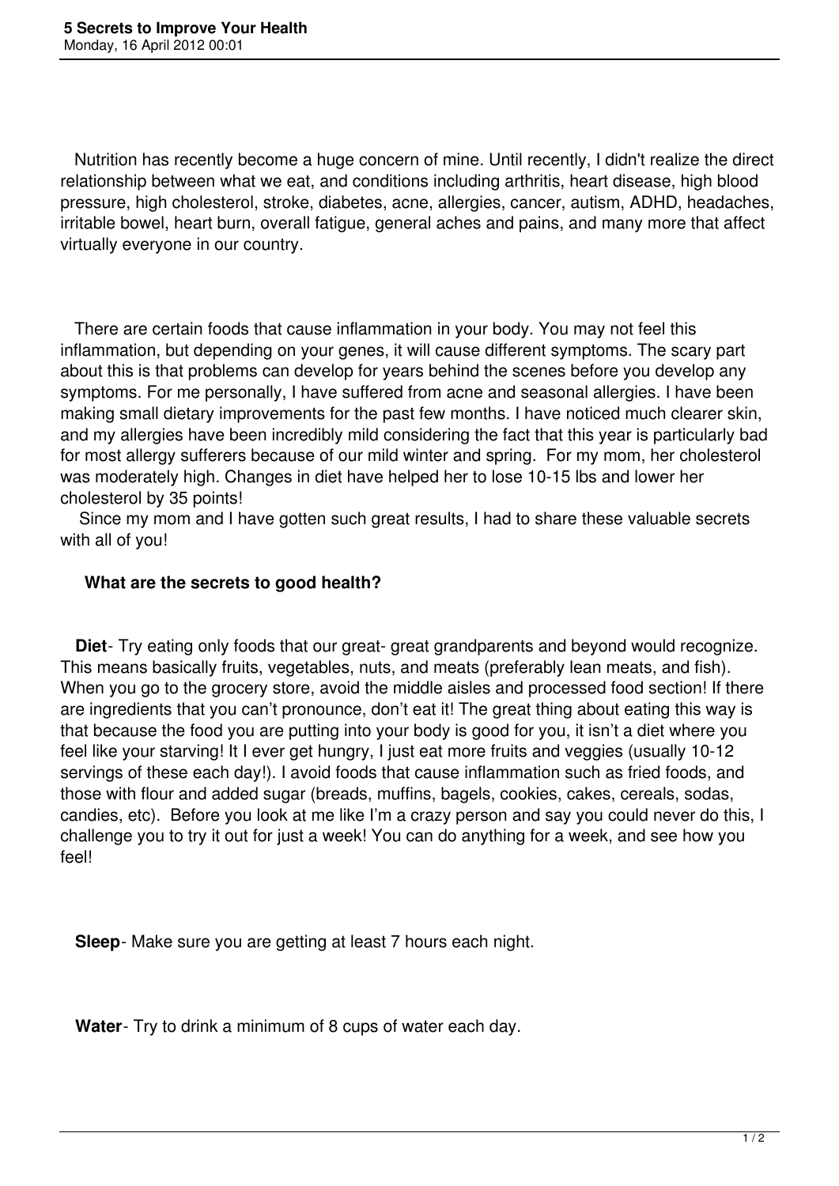# 5 Secrets to Improve Your Health

Monday, 16 April 2012 00:01

Nutrition has recently become a huge concern of mine. Until recently, I didn't realize the direct relationship between what we eat, and conditions including arthritis, heart disease, high blood pressure, high cholesterol, stroke, diabetes, acne, allergies, cancer, autism, ADHD, headaches, irritable bowel, heart burn, overall fatigue, general aches and pains, and many more that affect virtually everyone in our country.

There are certain foods that cause inflammation in your body. You may not feel this inflammation, but depending on your genes, it will cause different symptoms. The scary part about this is that problems can develop for years behind the scenes before you develop any symptoms. For me personally, I have suffered from acne and seasonal allergies. I have been making small dietary improvements for the past few months. I have noticed much clearer skin, and my allergies have been incredibly mild considering the fact that this year is particularly bad for most allergy sufferers because of our mild winter and spring. For my mom, her cholesterol was moderately high. Changes in diet have helped her to lose 10-15 lbs and lower her cholesterol by 35 points!

Since my mom and I have gotten such great results, I had to share these valuable secrets with all of you!

**What are the secrets to good health?**

**Diet**- Try eating only foods that our great- great grandparents and beyond would recognize. This means basically fruits, vegetables, nuts, and meats (preferably lean meats, and fish). When you go to the grocery store, avoid the middle aisles and processed food section! If there are ingredients that you can't pronounce, don't eat it! The great thing about eating this way is that because the food you are putting into your body is good for you, it isn't a diet where you feel like your starving! It I ever get hungry, I just eat more fruits and veggies (usually 10-12 servings of these each day!). I avoid foods that cause inflammation such as fried foods, and those with flour and added sugar (breads, muffins, bagels, cookies, cakes, cereals, sodas, candies, etc). Before you look at me like I'm a crazy person and say you could never do this, I challenge you to try it out for just a week! You can do anything for a week, and see how you feel!

**Sleep**- Make sure you are getting at least 7 hours each night.

**Water**- Try to drink a minimum of 8 cups of water each day.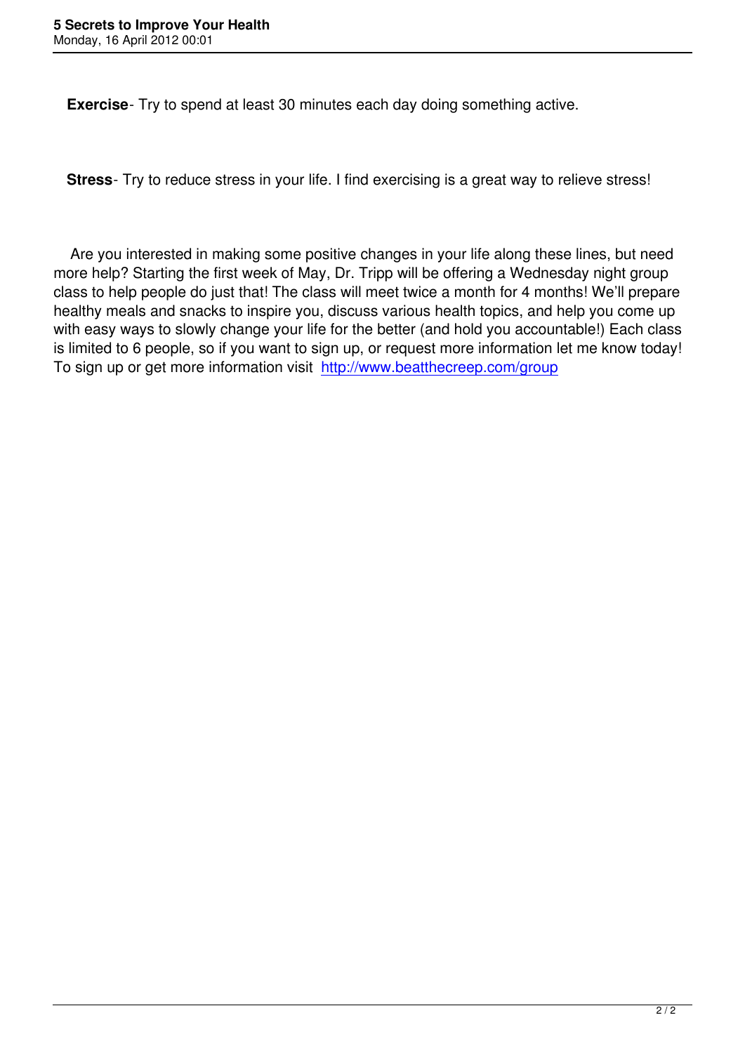**Exercise**- Try to spend at least 30 minutes each day doing something active.

**Stress**- Try to reduce stress in your life. I find exercising is a great way to relieve stress!

Are you interested in making some positive changes in your life along these lines, but need more help? Starting the first week of May, Dr. Tripp will be offering a Wednesday night group class to help people do just that! The class will meet twice a month for 4 months! We'll prepare healthy meals and snacks to inspire you, discuss various health topics, and help you come up with easy ways to slowly change your life for the better (and hold you accountable!) Each class is limited to 6 people, so if you want to sign up, or request more information let me know today! To sign up or get more information visit [http://www.beatthecreep.com/group](http://www.beatthecreep.com/group)